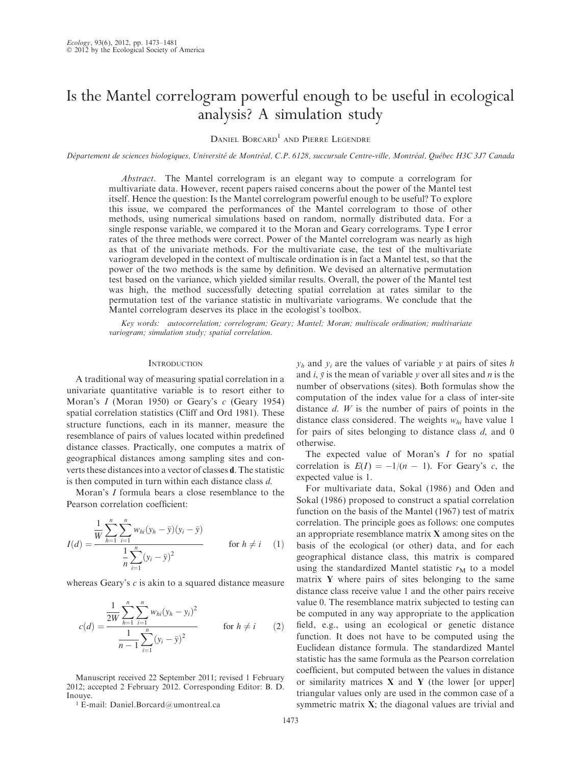# Is the Mantel correlogram powerful enough to be useful in ecological analysis? A simulation study

Daniel Borcard[1] and Pierre Legendre

*Département de sciences biologiques, Université de Montréal, C.P. 6128, succursale Centre-ville, Montréal, Québec H3C 3J7 Canada*

*Abstract.* The Mantel correlogram is an elegant way to compute a correlogram for multivariate data. However, recent papers raised concerns about the power of the Mantel test itself. Hence the question: Is the Mantel correlogram powerful enough to be useful? To explore this issue, we compared the performances of the Mantel correlogram to those of other methods, using numerical simulations based on random, normally distributed data. For a single response variable, we compared it to the Moran and Geary correlograms. Type I error rates of the three methods were correct. Power of the Mantel correlogram was nearly as high as that of the univariate methods. For the multivariate case, the test of the multivariate variogram developed in the context of multiscale ordination is in fact a Mantel test, so that the power of the two methods is the same by definition. We devised an alternative permutation test based on the variance, which yielded similar results. Overall, the power of the Mantel test was high, the method successfully detecting spatial correlation at rates similar to the permutation test of the variance statistic in multivariate variograms. We conclude that the Mantel correlogram deserves its place in the ecologist's toolbox.

*Key words:* autocorrelation; correlogram; Geary; Mantel; Moran; multiscale ordination; multivariate variogram; simulation study; spatial correlation.

## Introduction

A traditional way of measuring spatial correlation in a univariate quantitative variable is to resort either to Moran's $I$ (Moran 1950) or Geary's $c$ (Geary 1954) spatial correlation statistics (Cliff and Ord 1981). These structure functions, each in its manner, measure the resemblance of pairs of values located within predefined distance classes. Practically, one computes a matrix of geographical distances among sampling sites and converts these distances into a vector of classes $\mathbf{d}$. The statistic is then computed in turn within each distance class $d$.

Moran's $I$ formula bears a close resemblance to the Pearson correlation coefficient:

$$I(d) = \frac{\frac{1}{W}\sum_{h=1}^{n}\sum_{i=1}^{n} w_{hi}(y_h - \bar{y})(y_i - \bar{y})}{\frac{1}{n}\sum_{i=1}^{n}(y_i - \bar{y})^2} \qquad \text{for } h \neq i \qquad (1)$$

whereas Geary's $c$ is akin to a squared distance measure

$$c(d) = \frac{\frac{1}{2W}\sum_{h=1}^{n}\sum_{i=1}^{n} w_{hi}(y_h - y_i)^2}{\frac{1}{n-1}\sum_{i=1}^{n}(y_i - \bar{y})^2} \qquad \text{for } h \neq i \qquad (2)$$

$y_h$ and $y_i$ are the values of variable $y$ at pairs of sites $h$ and $i$, $\bar{y}$ is the mean of variable $y$ over all sites and $n$ is the number of observations (sites). Both formulas show the computation of the index value for a class of inter-site distance $d$. $W$ is the number of pairs of points in the distance class considered. The weights $w_{hi}$ have value 1 for pairs of sites belonging to distance class $d$, and 0 otherwise.

The expected value of Moran's $I$ for no spatial correlation is $E(I) = -1/(n-1)$. For Geary's $c$, the expected value is 1.

For multivariate data, Sokal (1986) and Oden and Sokal (1986) proposed to construct a spatial correlation function on the basis of the Mantel (1967) test of matrix correlation. The principle goes as follows: one computes an appropriate resemblance matrix $\mathbf{X}$ among sites on the basis of the ecological (or other) data, and for each geographical distance class, this matrix is compared using the standardized Mantel statistic $r_M$ to a model matrix $\mathbf{Y}$ where pairs of sites belonging to the same distance class receive value 1 and the other pairs receive value 0. The resemblance matrix subjected to testing can be computed in any way appropriate to the application field, e.g., using an ecological or genetic distance function. It does not have to be computed using the Euclidean distance formula. The standardized Mantel statistic has the same formula as the Pearson correlation coefficient, but computed between the values in distance or similarity matrices $\mathbf{X}$ and $\mathbf{Y}$ (the lower [or upper] triangular values only are used in the common case of a symmetric matrix $\mathbf{X}$; the diagonal values are trivial and

Manuscript received 22 September 2011; revised 1 February 2012; accepted 2 February 2012. Corresponding Editor: B. D. Inouye.

[1] E-mail: Daniel.Borcard@umontreal.ca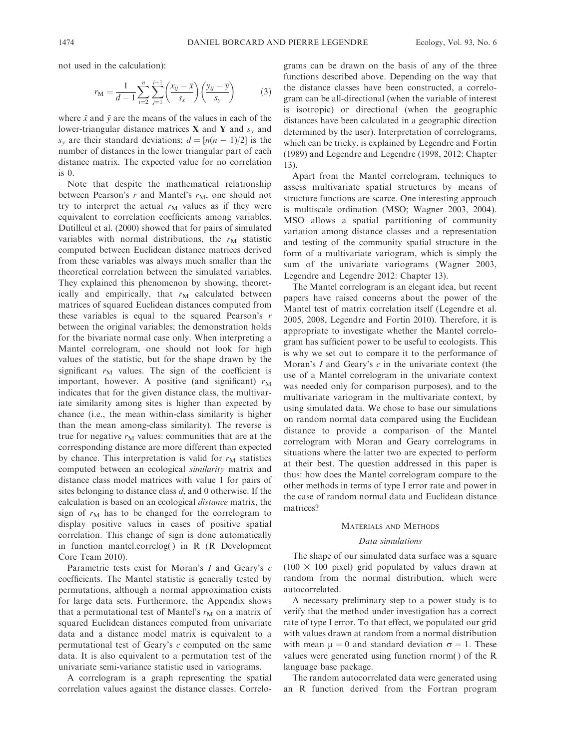not used in the calculation):

$$r_M = \frac{1}{d-1} \sum_{i=2}^{n} \sum_{j=1}^{i-1} \left( \frac{x_{ij} - \bar{x}}{s_x} \right) \left( \frac{y_{ij} - \bar{y}}{s_y} \right) \qquad (3)$$

where $\bar{x}$ and $\bar{y}$ are the means of the values in each of the lower-triangular distance matrices **X** and **Y** and $s_x$ and $s_y$ are their standard deviations; $d = [n(n-1)/2]$ is the number of distances in the lower triangular part of each distance matrix. The expected value for no correlation is 0.

Note that despite the mathematical relationship between Pearson's $r$ and Mantel's $r_M$, one should not try to interpret the actual $r_M$ values as if they were equivalent to correlation coefficients among variables. Dutilleul et al. (2000) showed that for pairs of simulated variables with normal distributions, the $r_M$ statistic computed between Euclidean distance matrices derived from these variables was always much smaller than the theoretical correlation between the simulated variables. They explained this phenomenon by showing, theoretically and empirically, that $r_M$ calculated between matrices of squared Euclidean distances computed from these variables is equal to the squared Pearson's $r$ between the original variables; the demonstration holds for the bivariate normal case only. When interpreting a Mantel correlogram, one should not look for high values of the statistic, but for the shape drawn by the significant $r_M$ values. The sign of the coefficient is important, however. A positive (and significant) $r_M$ indicates that for the given distance class, the multivariate similarity among sites is higher than expected by chance (i.e., the mean within-class similarity is higher than the mean among-class similarity). The reverse is true for negative $r_M$ values: communities that are at the corresponding distance are more different than expected by chance. This interpretation is valid for $r_M$ statistics computed between an ecological *similarity* matrix and distance class model matrices with value 1 for pairs of sites belonging to distance class $d$, and 0 otherwise. If the calculation is based on an ecological *distance* matrix, the sign of $r_M$ has to be changed for the correlogram to display positive values in cases of positive spatial correlation. This change of sign is done automatically in function mantel.correlog( ) in R (R Development Core Team 2010).

Parametric tests exist for Moran's $I$ and Geary's $c$ coefficients. The Mantel statistic is generally tested by permutations, although a normal approximation exists for large data sets. Furthermore, the Appendix shows that a permutational test of Mantel's $r_M$ on a matrix of squared Euclidean distances computed from univariate data and a distance model matrix is equivalent to a permutational test of Geary's $c$ computed on the same data. It is also equivalent to a permutation test of the univariate semi-variance statistic used in variograms.

A correlogram is a graph representing the spatial correlation values against the distance classes. Correlograms can be drawn on the basis of any of the three functions described above. Depending on the way that the distance classes have been constructed, a correlogram can be all-directional (when the variable of interest is isotropic) or directional (when the geographic distances have been calculated in a geographic direction determined by the user). Interpretation of correlograms, which can be tricky, is explained by Legendre and Fortin (1989) and Legendre and Legendre (1998, 2012: Chapter 13).

Apart from the Mantel correlogram, techniques to assess multivariate spatial structures by means of structure functions are scarce. One interesting approach is multiscale ordination (MSO; Wagner 2003, 2004). MSO allows a spatial partitioning of community variation among distance classes and a representation and testing of the community spatial structure in the form of a multivariate variogram, which is simply the sum of the univariate variograms (Wagner 2003, Legendre and Legendre 2012: Chapter 13).

The Mantel correlogram is an elegant idea, but recent papers have raised concerns about the power of the Mantel test of matrix correlation itself (Legendre et al. 2005, 2008, Legendre and Fortin 2010). Therefore, it is appropriate to investigate whether the Mantel correlogram has sufficient power to be useful to ecologists. This is why we set out to compare it to the performance of Moran's $I$ and Geary's $c$ in the univariate context (the use of a Mantel correlogram in the univariate context was needed only for comparison purposes), and to the multivariate variogram in the multivariate context, by using simulated data. We chose to base our simulations on random normal data compared using the Euclidean distance to provide a comparison of the Mantel correlogram with Moran and Geary correlograms in situations where the latter two are expected to perform at their best. The question addressed in this paper is thus: how does the Mantel correlogram compare to the other methods in terms of type I error rate and power in the case of random normal data and Euclidean distance matrices?

## Materials and Methods

### *Data simulations*

The shape of our simulated data surface was a square (100 × 100 pixel) grid populated by values drawn at random from the normal distribution, which were autocorrelated.

A necessary preliminary step to a power study is to verify that the method under investigation has a correct rate of type I error. To that effect, we populated our grid with values drawn at random from a normal distribution with mean $\mu = 0$ and standard deviation $\sigma = 1$. These values were generated using function rnorm( ) of the R language base package.

The random autocorrelated data were generated using an R function derived from the Fortran program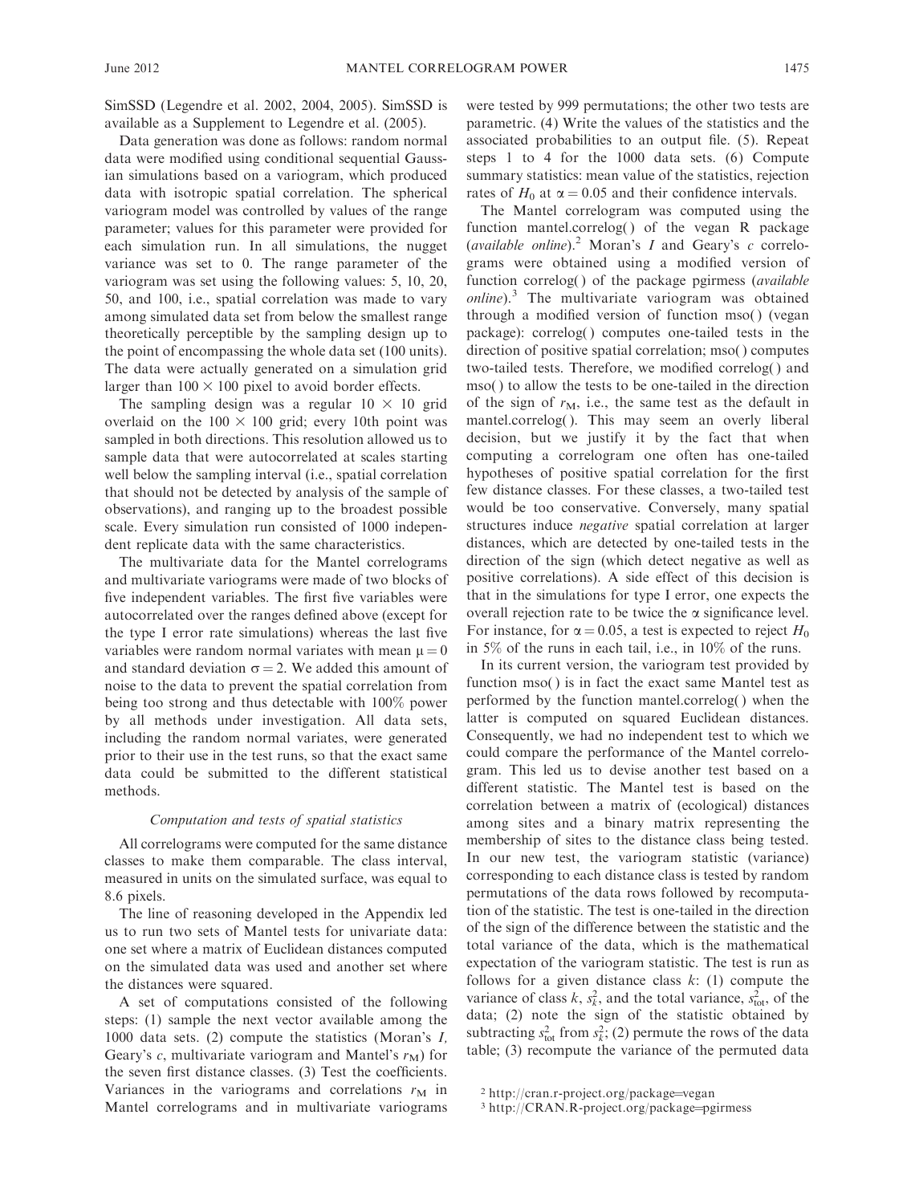SimSSD (Legendre et al. 2002, 2004, 2005). SimSSD is available as a Supplement to Legendre et al. (2005).

Data generation was done as follows: random normal data were modified using conditional sequential Gaussian simulations based on a variogram, which produced data with isotropic spatial correlation. The spherical variogram model was controlled by values of the range parameter; values for this parameter were provided for each simulation run. In all simulations, the nugget variance was set to 0. The range parameter of the variogram was set using the following values: 5, 10, 20, 50, and 100, i.e., spatial correlation was made to vary among simulated data set from below the smallest range theoretically perceptible by the sampling design up to the point of encompassing the whole data set (100 units). The data were actually generated on a simulation grid larger than $100 \times 100$ pixel to avoid border effects.

The sampling design was a regular $10 \times 10$ grid overlaid on the $100 \times 100$ grid; every 10th point was sampled in both directions. This resolution allowed us to sample data that were autocorrelated at scales starting well below the sampling interval (i.e., spatial correlation that should not be detected by analysis of the sample of observations), and ranging up to the broadest possible scale. Every simulation run consisted of 1000 independent replicate data with the same characteristics.

The multivariate data for the Mantel correlograms and multivariate variograms were made of two blocks of five independent variables. The first five variables were autocorrelated over the ranges defined above (except for the type I error rate simulations) whereas the last five variables were random normal variates with mean $\mu = 0$ and standard deviation $\sigma = 2$. We added this amount of noise to the data to prevent the spatial correlation from being too strong and thus detectable with 100% power by all methods under investigation. All data sets, including the random normal variates, were generated prior to their use in the test runs, so that the exact same data could be submitted to the different statistical methods.

### *Computation and tests of spatial statistics*

All correlograms were computed for the same distance classes to make them comparable. The class interval, measured in units on the simulated surface, was equal to 8.6 pixels.

The line of reasoning developed in the Appendix led us to run two sets of Mantel tests for univariate data: one set where a matrix of Euclidean distances computed on the simulated data was used and another set where the distances were squared.

A set of computations consisted of the following steps: (1) sample the next vector available among the 1000 data sets. (2) compute the statistics (Moran's *I*, Geary's *c*, multivariate variogram and Mantel's $r_M$) for the seven first distance classes. (3) Test the coefficients. Variances in the variograms and correlations $r_M$ in Mantel correlograms and in multivariate variograms were tested by 999 permutations; the other two tests are parametric. (4) Write the values of the statistics and the associated probabilities to an output file. (5). Repeat steps 1 to 4 for the 1000 data sets. (6) Compute summary statistics: mean value of the statistics, rejection rates of $H_0$ at $\alpha = 0.05$ and their confidence intervals.

The Mantel correlogram was computed using the function mantel.correlog( ) of the vegan R package (*available online*).[2] Moran's *I* and Geary's *c* correlograms were obtained using a modified version of function correlog( ) of the package pgirmess (*available online*).[3] The multivariate variogram was obtained through a modified version of function mso( ) (vegan package): correlog( ) computes one-tailed tests in the direction of positive spatial correlation; mso( ) computes two-tailed tests. Therefore, we modified correlog( ) and mso( ) to allow the tests to be one-tailed in the direction of the sign of $r_M$, i.e., the same test as the default in mantel.correlog( ). This may seem an overly liberal decision, but we justify it by the fact that when computing a correlogram one often has one-tailed hypotheses of positive spatial correlation for the first few distance classes. For these classes, a two-tailed test would be too conservative. Conversely, many spatial structures induce *negative* spatial correlation at larger distances, which are detected by one-tailed tests in the direction of the sign (which detect negative as well as positive correlations). A side effect of this decision is that in the simulations for type I error, one expects the overall rejection rate to be twice the $\alpha$ significance level. For instance, for $\alpha = 0.05$, a test is expected to reject $H_0$ in 5% of the runs in each tail, i.e., in 10% of the runs.

In its current version, the variogram test provided by function mso( ) is in fact the exact same Mantel test as performed by the function mantel.correlog( ) when the latter is computed on squared Euclidean distances. Consequently, we had no independent test to which we could compare the performance of the Mantel correlogram. This led us to devise another test based on a different statistic. The Mantel test is based on the correlation between a matrix of (ecological) distances among sites and a binary matrix representing the membership of sites to the distance class being tested. In our new test, the variogram statistic (variance) corresponding to each distance class is tested by random permutations of the data rows followed by recomputation of the statistic. The test is one-tailed in the direction of the sign of the difference between the statistic and the total variance of the data, which is the mathematical expectation of the variogram statistic. The test is run as follows for a given distance class $k$: (1) compute the variance of class $k$, $s_k^2$, and the total variance, $s_{\text{tot}}^2$, of the data; (2) note the sign of the statistic obtained by subtracting $s_{\text{tot}}^2$ from $s_k^2$; (2) permute the rows of the data table; (3) recompute the variance of the permuted data

[2] http://cran.r-project.org/package=vegan

[3] http://CRAN.R-project.org/package=pgirmess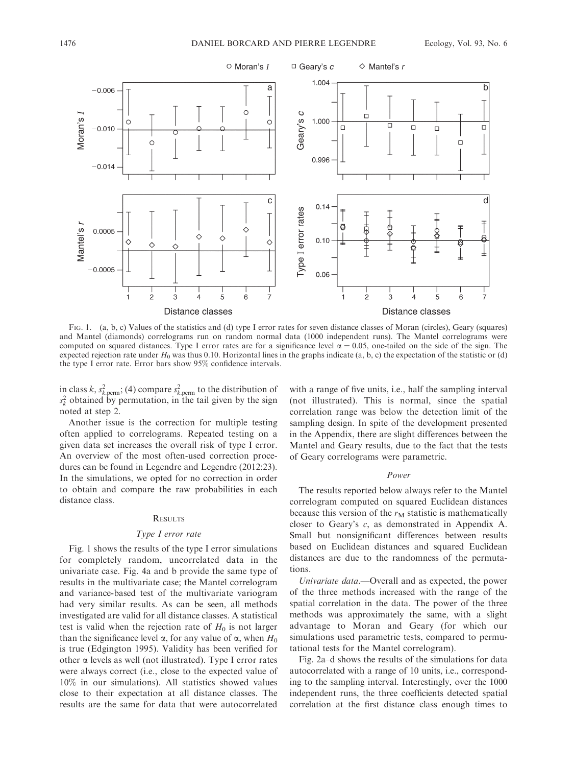FIG. 1. (a, b, c) Values of the statistics and (d) type I error rates for seven distance classes of Moran (circles), Geary (squares) and Mantel (diamonds) correlograms run on random normal data (1000 independent runs). The Mantel correlograms were computed on squared distances. Type I error rates are for a significance level $\alpha = 0.05$, one-tailed on the side of the sign. The expected rejection rate under $H_0$ was thus 0.10. Horizontal lines in the graphs indicate (a, b, c) the expectation of the statistic or (d) the type I error rate. Error bars show 95% confidence intervals.

in class $k$, $s^2_{k.\mathrm{perm}}$; (4) compare $s^2_{k.\mathrm{perm}}$ to the distribution of $s^2_k$ obtained by permutation, in the tail given by the sign noted at step 2.

Another issue is the correction for multiple testing often applied to correlograms. Repeated testing on a given data set increases the overall risk of type I error. An overview of the most often-used correction procedures can be found in Legendre and Legendre (2012:23). In the simulations, we opted for no correction in order to obtain and compare the raw probabilities in each distance class.

## RESULTS

### *Type I error rate*

Fig. 1 shows the results of the type I error simulations for completely random, uncorrelated data in the univariate case. Fig. 4a and b provide the same type of results in the multivariate case; the Mantel correlogram and variance-based test of the multivariate variogram had very similar results. As can be seen, all methods investigated are valid for all distance classes. A statistical test is valid when the rejection rate of $H_0$ is not larger than the significance level $\alpha$, for any value of $\alpha$, when $H_0$ is true (Edgington 1995). Validity has been verified for other $\alpha$ levels as well (not illustrated). Type I error rates were always correct (i.e., close to the expected value of 10% in our simulations). All statistics showed values close to their expectation at all distance classes. The results are the same for data that were autocorrelated with a range of five units, i.e., half the sampling interval (not illustrated). This is normal, since the spatial correlation range was below the detection limit of the sampling design. In spite of the development presented in the Appendix, there are slight differences between the Mantel and Geary results, due to the fact that the tests of Geary correlograms were parametric.

### *Power*

The results reported below always refer to the Mantel correlogram computed on squared Euclidean distances because this version of the $r_M$ statistic is mathematically closer to Geary's $c$, as demonstrated in Appendix A. Small but nonsignificant differences between results based on Euclidean distances and squared Euclidean distances are due to the randomness of the permutations.

*Univariate data*.—Overall and as expected, the power of the three methods increased with the range of the spatial correlation in the data. The power of the three methods was approximately the same, with a slight advantage to Moran and Geary (for which our simulations used parametric tests, compared to permutational tests for the Mantel correlogram).

Fig. 2a–d shows the results of the simulations for data autocorrelated with a range of 10 units, i.e., corresponding to the sampling interval. Interestingly, over the 1000 independent runs, the three coefficients detected spatial correlation at the first distance class enough times to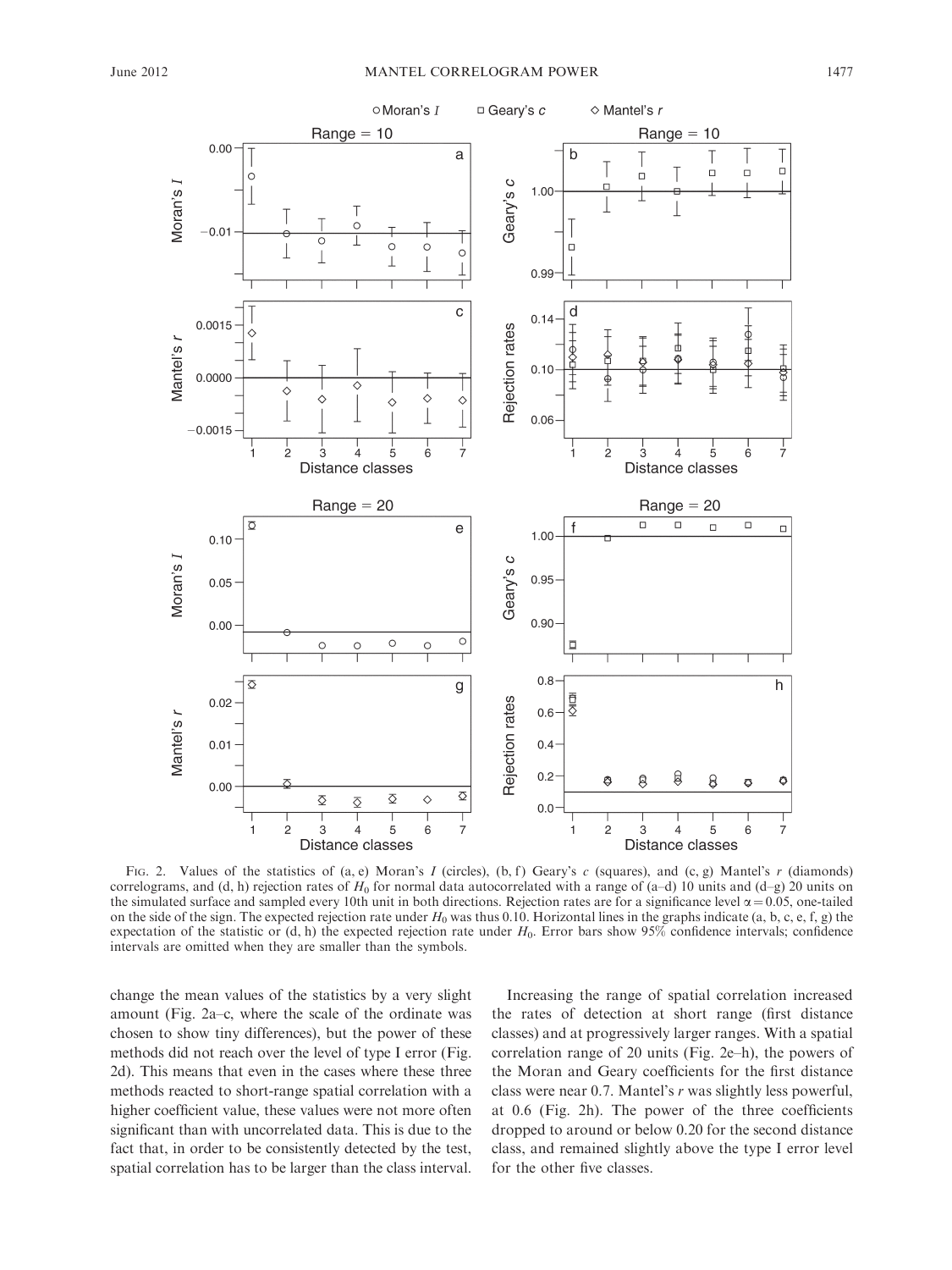FIG. 2. Values of the statistics of (a, e) Moran's $I$ (circles), (b, f) Geary's $c$ (squares), and (c, g) Mantel's $r$ (diamonds) correlograms, and (d, h) rejection rates of $H_0$ for normal data autocorrelated with a range of (a–d) 10 units and (d–g) 20 units on the simulated surface and sampled every 10th unit in both directions. Rejection rates are for a significance level $\alpha = 0.05$, one-tailed on the side of the sign. The expected rejection rate under $H_0$ was thus 0.10. Horizontal lines in the graphs indicate (a, b, c, e, f, g) the expectation of the statistic or (d, h) the expected rejection rate under $H_0$. Error bars show 95% confidence intervals; confidence intervals are omitted when they are smaller than the symbols.

change the mean values of the statistics by a very slight amount (Fig. 2a–c, where the scale of the ordinate was chosen to show tiny differences), but the power of these methods did not reach over the level of type I error (Fig. 2d). This means that even in the cases where these three methods reacted to short-range spatial correlation with a higher coefficient value, these values were not more often significant than with uncorrelated data. This is due to the fact that, in order to be consistently detected by the test, spatial correlation has to be larger than the class interval.

Increasing the range of spatial correlation increased the rates of detection at short range (first distance classes) and at progressively larger ranges. With a spatial correlation range of 20 units (Fig. 2e–h), the powers of the Moran and Geary coefficients for the first distance class were near 0.7. Mantel's $r$ was slightly less powerful, at 0.6 (Fig. 2h). The power of the three coefficients dropped to around or below 0.20 for the second distance class, and remained slightly above the type I error level for the other five classes.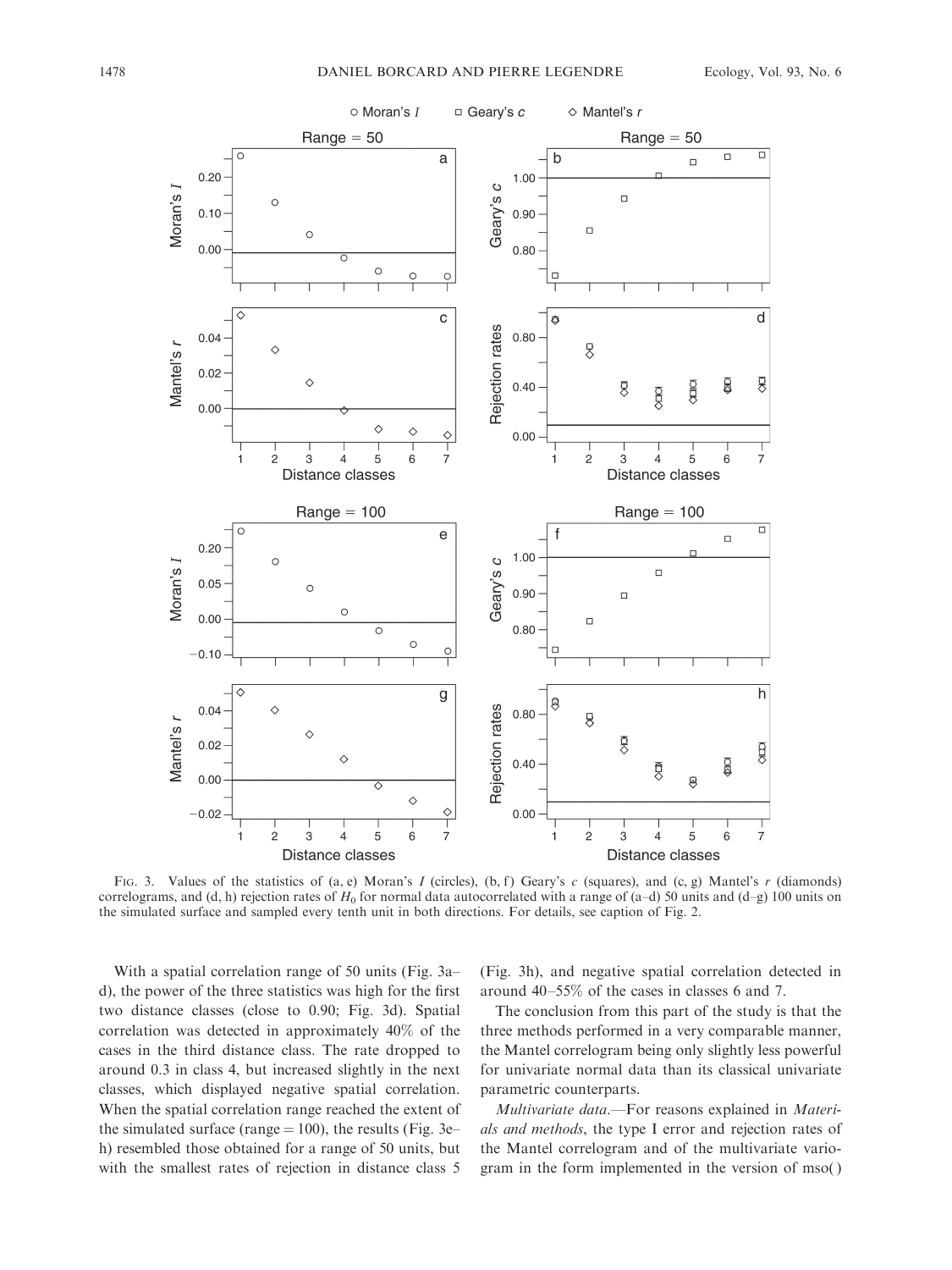FIG. 3. Values of the statistics of (a, e) Moran's $I$ (circles), (b, f) Geary's $c$ (squares), and (c, g) Mantel's $r$ (diamonds) correlograms, and (d, h) rejection rates of $H_0$ for normal data autocorrelated with a range of (a–d) 50 units and (d–g) 100 units on the simulated surface and sampled every tenth unit in both directions. For details, see caption of Fig. 2.

With a spatial correlation range of 50 units (Fig. 3a–d), the power of the three statistics was high for the first two distance classes (close to 0.90; Fig. 3d). Spatial correlation was detected in approximately 40% of the cases in the third distance class. The rate dropped to around 0.3 in class 4, but increased slightly in the next classes, which displayed negative spatial correlation. When the spatial correlation range reached the extent of the simulated surface (range = 100), the results (Fig. 3e–h) resembled those obtained for a range of 50 units, but with the smallest rates of rejection in distance class 5 (Fig. 3h), and negative spatial correlation detected in around 40–55% of the cases in classes 6 and 7.

The conclusion from this part of the study is that the three methods performed in a very comparable manner, the Mantel correlogram being only slightly less powerful for univariate normal data than its classical univariate parametric counterparts.

*Multivariate data.*—For reasons explained in *Materials and methods*, the type I error and rejection rates of the Mantel correlogram and of the multivariate variogram in the form implemented in the version of mso( )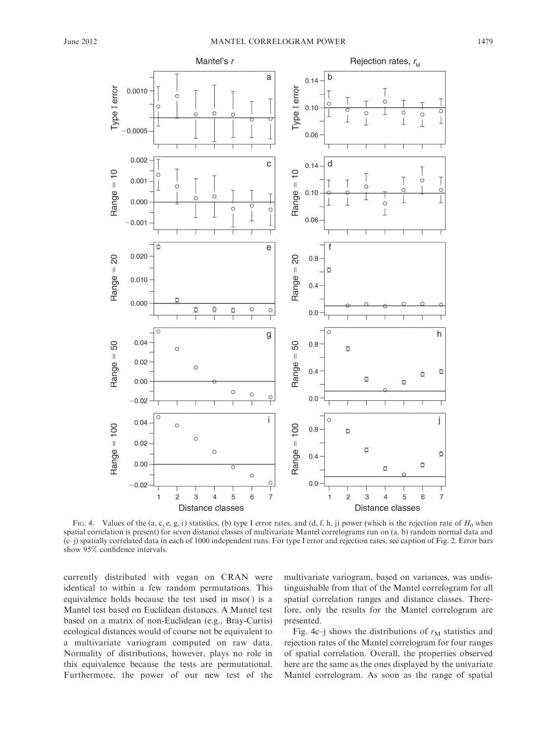FIG. 4. Values of the (a, c, e, g, i) statistics, (b) type I error rates, and (d, f, h, j) power (which is the rejection rate of $H_0$ when spatial correlation is present) for seven distance classes of multivariate Mantel correlograms run on (a, b) random normal data and (c–j) spatially correlated data in each of 1000 independent runs. For type I error and rejection rates, see caption of Fig. 2. Error bars show 95% confidence intervals.

currently distributed with vegan on CRAN were identical to within a few random permutations. This equivalence holds because the test used in mso( ) is a Mantel test based on Euclidean distances. A Mantel test based on a matrix of non-Euclidean (e.g., Bray-Curtis) ecological distances would of course not be equivalent to a multivariate variogram computed on raw data. Normality of distributions, however, plays no role in this equivalence because the tests are permutational. Furthermore, the power of our new test of the multivariate variogram, based on variances, was undistinguishable from that of the Mantel correlogram for all spatial correlation ranges and distance classes. Therefore, only the results for the Mantel correlogram are presented.

Fig. 4c–j shows the distributions of $r_M$ statistics and rejection rates of the Mantel correlogram for four ranges of spatial correlation. Overall, the properties observed here are the same as the ones displayed by the univariate Mantel correlogram. As soon as the range of spatial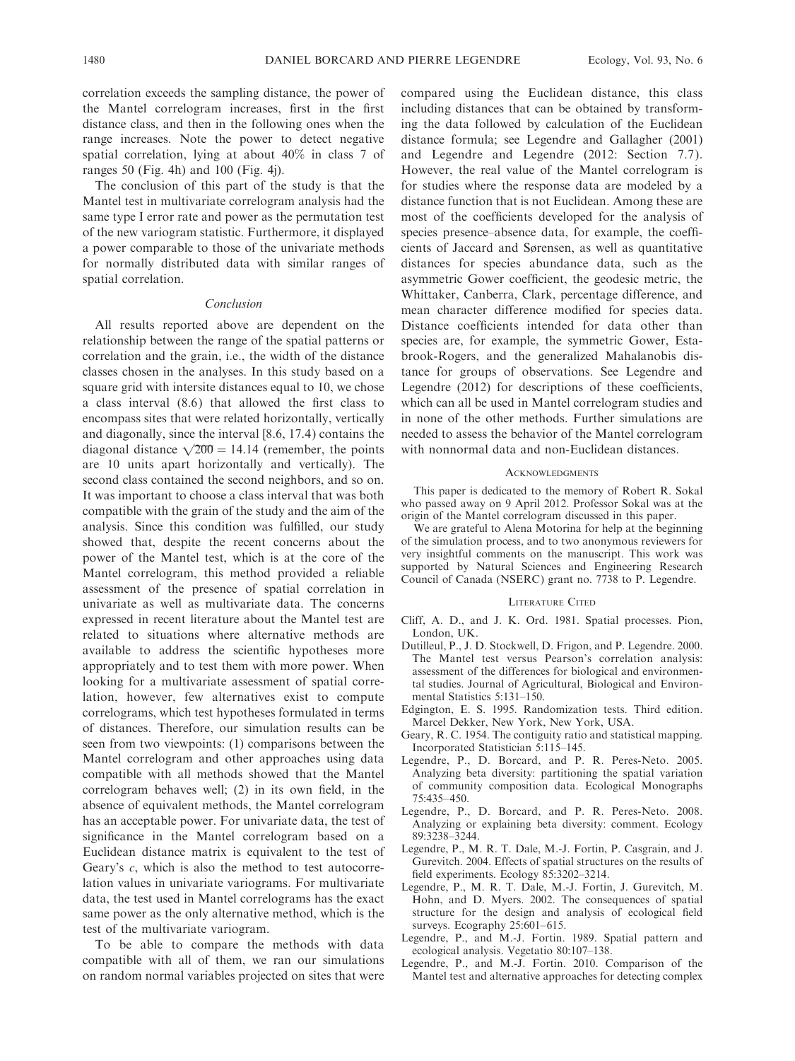correlation exceeds the sampling distance, the power of the Mantel correlogram increases, first in the first distance class, and then in the following ones when the range increases. Note the power to detect negative spatial correlation, lying at about 40% in class 7 of ranges 50 (Fig. 4h) and 100 (Fig. 4j).

The conclusion of this part of the study is that the Mantel test in multivariate correlogram analysis had the same type I error rate and power as the permutation test of the new variogram statistic. Furthermore, it displayed a power comparable to those of the univariate methods for normally distributed data with similar ranges of spatial correlation.

## *Conclusion*

All results reported above are dependent on the relationship between the range of the spatial patterns or correlation and the grain, i.e., the width of the distance classes chosen in the analyses. In this study based on a square grid with intersite distances equal to 10, we chose a class interval (8.6) that allowed the first class to encompass sites that were related horizontally, vertically and diagonally, since the interval [8.6, 17.4) contains the diagonal distance $\sqrt{200} = 14.14$ (remember, the points are 10 units apart horizontally and vertically). The second class contained the second neighbors, and so on. It was important to choose a class interval that was both compatible with the grain of the study and the aim of the analysis. Since this condition was fulfilled, our study showed that, despite the recent concerns about the power of the Mantel test, which is at the core of the Mantel correlogram, this method provided a reliable assessment of the presence of spatial correlation in univariate as well as multivariate data. The concerns expressed in recent literature about the Mantel test are related to situations where alternative methods are available to address the scientific hypotheses more appropriately and to test them with more power. When looking for a multivariate assessment of spatial correlation, however, few alternatives exist to compute correlograms, which test hypotheses formulated in terms of distances. Therefore, our simulation results can be seen from two viewpoints: (1) comparisons between the Mantel correlogram and other approaches using data compatible with all methods showed that the Mantel correlogram behaves well; (2) in its own field, in the absence of equivalent methods, the Mantel correlogram has an acceptable power. For univariate data, the test of significance in the Mantel correlogram based on a Euclidean distance matrix is equivalent to the test of Geary's $c$, which is also the method to test autocorrelation values in univariate variograms. For multivariate data, the test used in Mantel correlograms has the exact same power as the only alternative method, which is the test of the multivariate variogram.

To be able to compare the methods with data compatible with all of them, we ran our simulations on random normal variables projected on sites that were compared using the Euclidean distance, this class including distances that can be obtained by transforming the data followed by calculation of the Euclidean distance formula; see Legendre and Gallagher (2001) and Legendre and Legendre (2012: Section 7.7). However, the real value of the Mantel correlogram is for studies where the response data are modeled by a distance function that is not Euclidean. Among these are most of the coefficients developed for the analysis of species presence–absence data, for example, the coefficients of Jaccard and Sørensen, as well as quantitative distances for species abundance data, such as the asymmetric Gower coefficient, the geodesic metric, the Whittaker, Canberra, Clark, percentage difference, and mean character difference modified for species data. Distance coefficients intended for data other than species are, for example, the symmetric Gower, Estabrook-Rogers, and the generalized Mahalanobis distance for groups of observations. See Legendre and Legendre (2012) for descriptions of these coefficients, which can all be used in Mantel correlogram studies and in none of the other methods. Further simulations are needed to assess the behavior of the Mantel correlogram with nonnormal data and non-Euclidean distances.

## Acknowledgments

This paper is dedicated to the memory of Robert R. Sokal who passed away on 9 April 2012. Professor Sokal was at the origin of the Mantel correlogram discussed in this paper.

We are grateful to Alena Motorina for help at the beginning of the simulation process, and to two anonymous reviewers for very insightful comments on the manuscript. This work was supported by Natural Sciences and Engineering Research Council of Canada (NSERC) grant no. 7738 to P. Legendre.

## Literature Cited

Cliff, A. D., and J. K. Ord. 1981. Spatial processes. Pion, London, UK.

Dutilleul, P., J. D. Stockwell, D. Frigon, and P. Legendre. 2000. The Mantel test versus Pearson's correlation analysis: assessment of the differences for biological and environmental studies. Journal of Agricultural, Biological and Environmental Statistics 5:131–150.

Edgington, E. S. 1995. Randomization tests. Third edition. Marcel Dekker, New York, New York, USA.

Geary, R. C. 1954. The contiguity ratio and statistical mapping. Incorporated Statistician 5:115–145.

Legendre, P., D. Borcard, and P. R. Peres-Neto. 2005. Analyzing beta diversity: partitioning the spatial variation of community composition data. Ecological Monographs 75:435–450.

Legendre, P., D. Borcard, and P. R. Peres-Neto. 2008. Analyzing or explaining beta diversity: comment. Ecology 89:3238–3244.

Legendre, P., M. R. T. Dale, M.-J. Fortin, P. Casgrain, and J. Gurevitch. 2004. Effects of spatial structures on the results of field experiments. Ecology 85:3202–3214.

Legendre, P., M. R. T. Dale, M.-J. Fortin, J. Gurevitch, M. Hohn, and D. Myers. 2002. The consequences of spatial structure for the design and analysis of ecological field surveys. Ecography 25:601–615.

Legendre, P., and M.-J. Fortin. 1989. Spatial pattern and ecological analysis. Vegetatio 80:107–138.

Legendre, P., and M.-J. Fortin. 2010. Comparison of the Mantel test and alternative approaches for detecting complex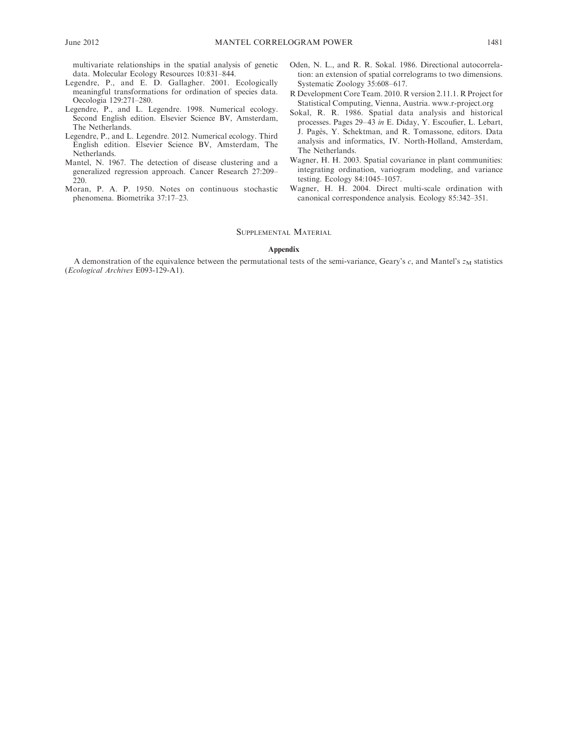multivariate relationships in the spatial analysis of genetic data. Molecular Ecology Resources 10:831–844.

Legendre, P., and E. D. Gallagher. 2001. Ecologically meaningful transformations for ordination of species data. Oecologia 129:271–280.

Legendre, P., and L. Legendre. 1998. Numerical ecology. Second English edition. Elsevier Science BV, Amsterdam, The Netherlands.

Legendre, P., and L. Legendre. 2012. Numerical ecology. Third English edition. Elsevier Science BV, Amsterdam, The Netherlands.

Mantel, N. 1967. The detection of disease clustering and a generalized regression approach. Cancer Research 27:209–220.

Moran, P. A. P. 1950. Notes on continuous stochastic phenomena. Biometrika 37:17–23.

Oden, N. L., and R. R. Sokal. 1986. Directional autocorrelation: an extension of spatial correlograms to two dimensions. Systematic Zoology 35:608–617.

R Development Core Team. 2010. R version 2.11.1. R Project for Statistical Computing, Vienna, Austria. www.r-project.org

Sokal, R. R. 1986. Spatial data analysis and historical processes. Pages 29–43 *in* E. Diday, Y. Escoufier, L. Lebart, J. Pagès, Y. Schektman, and R. Tomassone, editors. Data analysis and informatics, IV. North-Holland, Amsterdam, The Netherlands.

Wagner, H. H. 2003. Spatial covariance in plant communities: integrating ordination, variogram modeling, and variance testing. Ecology 84:1045–1057.

Wagner, H. H. 2004. Direct multi-scale ordination with canonical correspondence analysis. Ecology 85:342–351.

## Supplemental Material

### Appendix

A demonstration of the equivalence between the permutational tests of the semi-variance, Geary's $c$, and Mantel's $z_M$ statistics (*Ecological Archives* E093-129-A1).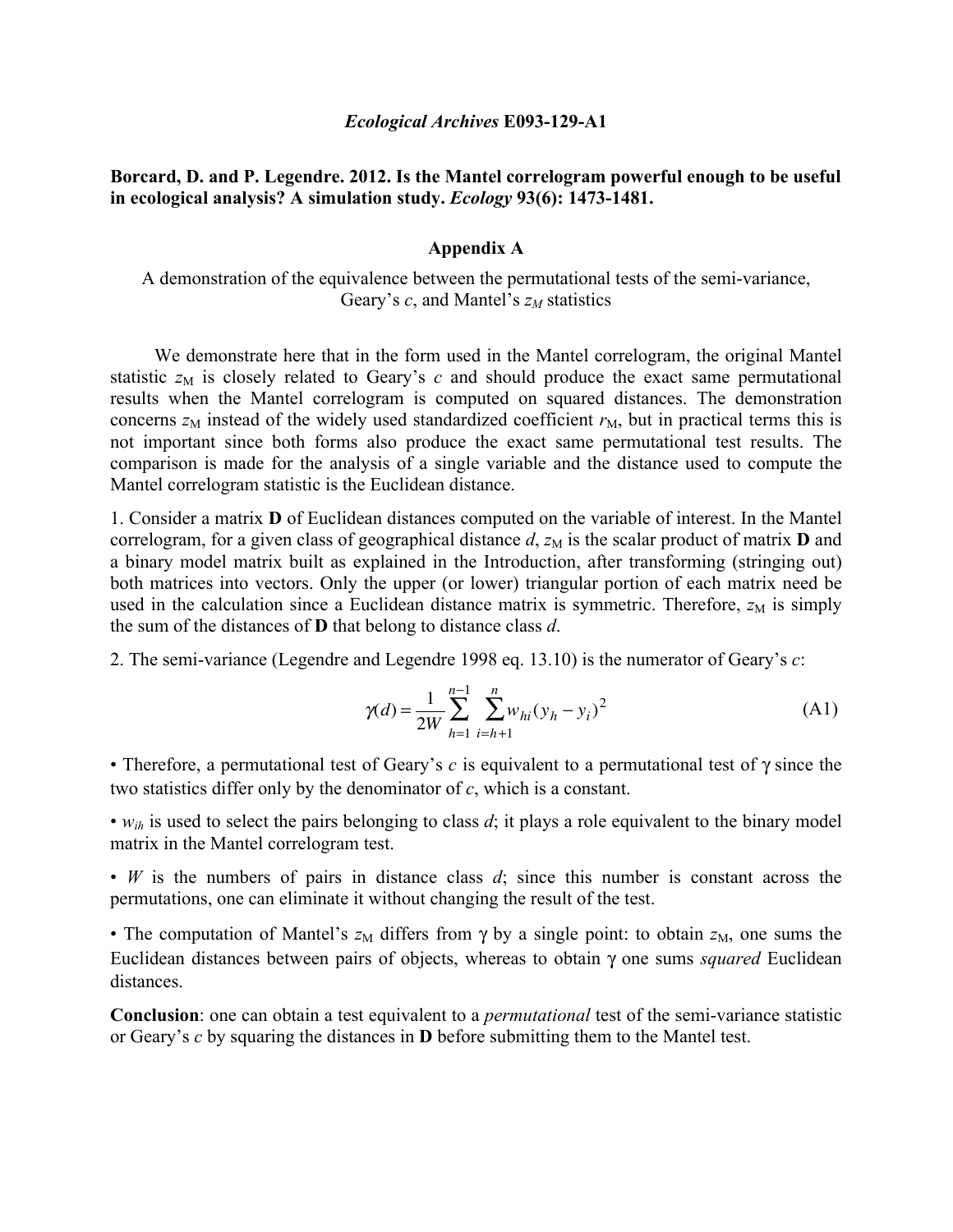*Ecological Archives* **E093-129-A1**

**Borcard, D. and P. Legendre. 2012. Is the Mantel correlogram powerful enough to be useful in ecological analysis? A simulation study.** ***Ecology*** **93(6): 1473-1481.**

## Appendix A

A demonstration of the equivalence between the permutational tests of the semi-variance, Geary's $c$, and Mantel's $z_M$ statistics

We demonstrate here that in the form used in the Mantel correlogram, the original Mantel statistic $z_M$ is closely related to Geary's $c$ and should produce the exact same permutational results when the Mantel correlogram is computed on squared distances. The demonstration concerns $z_M$ instead of the widely used standardized coefficient $r_M$, but in practical terms this is not important since both forms also produce the exact same permutational test results. The comparison is made for the analysis of a single variable and the distance used to compute the Mantel correlogram statistic is the Euclidean distance.

1. Consider a matrix **D** of Euclidean distances computed on the variable of interest. In the Mantel correlogram, for a given class of geographical distance $d$, $z_M$ is the scalar product of matrix **D** and a binary model matrix built as explained in the Introduction, after transforming (stringing out) both matrices into vectors. Only the upper (or lower) triangular portion of each matrix need be used in the calculation since a Euclidean distance matrix is symmetric. Therefore, $z_M$ is simply the sum of the distances of **D** that belong to distance class $d$.

2. The semi-variance (Legendre and Legendre 1998 eq. 13.10) is the numerator of Geary's $c$:

$$\gamma(d) = \frac{1}{2W}\sum_{h=1}^{n-1}\sum_{i=h+1}^{n} w_{hi}(y_h - y_i)^2 \tag{A1}$$

- Therefore, a permutational test of Geary's $c$ is equivalent to a permutational test of $\gamma$ since the two statistics differ only by the denominator of $c$, which is a constant.
- $w_{ih}$ is used to select the pairs belonging to class $d$; it plays a role equivalent to the binary model matrix in the Mantel correlogram test.
- $W$ is the numbers of pairs in distance class $d$; since this number is constant across the permutations, one can eliminate it without changing the result of the test.
- The computation of Mantel's $z_M$ differs from $\gamma$ by a single point: to obtain $z_M$, one sums the Euclidean distances between pairs of objects, whereas to obtain $\gamma$ one sums *squared* Euclidean distances.

**Conclusion**: one can obtain a test equivalent to a *permutational* test of the semi-variance statistic or Geary's $c$ by squaring the distances in **D** before submitting them to the Mantel test.